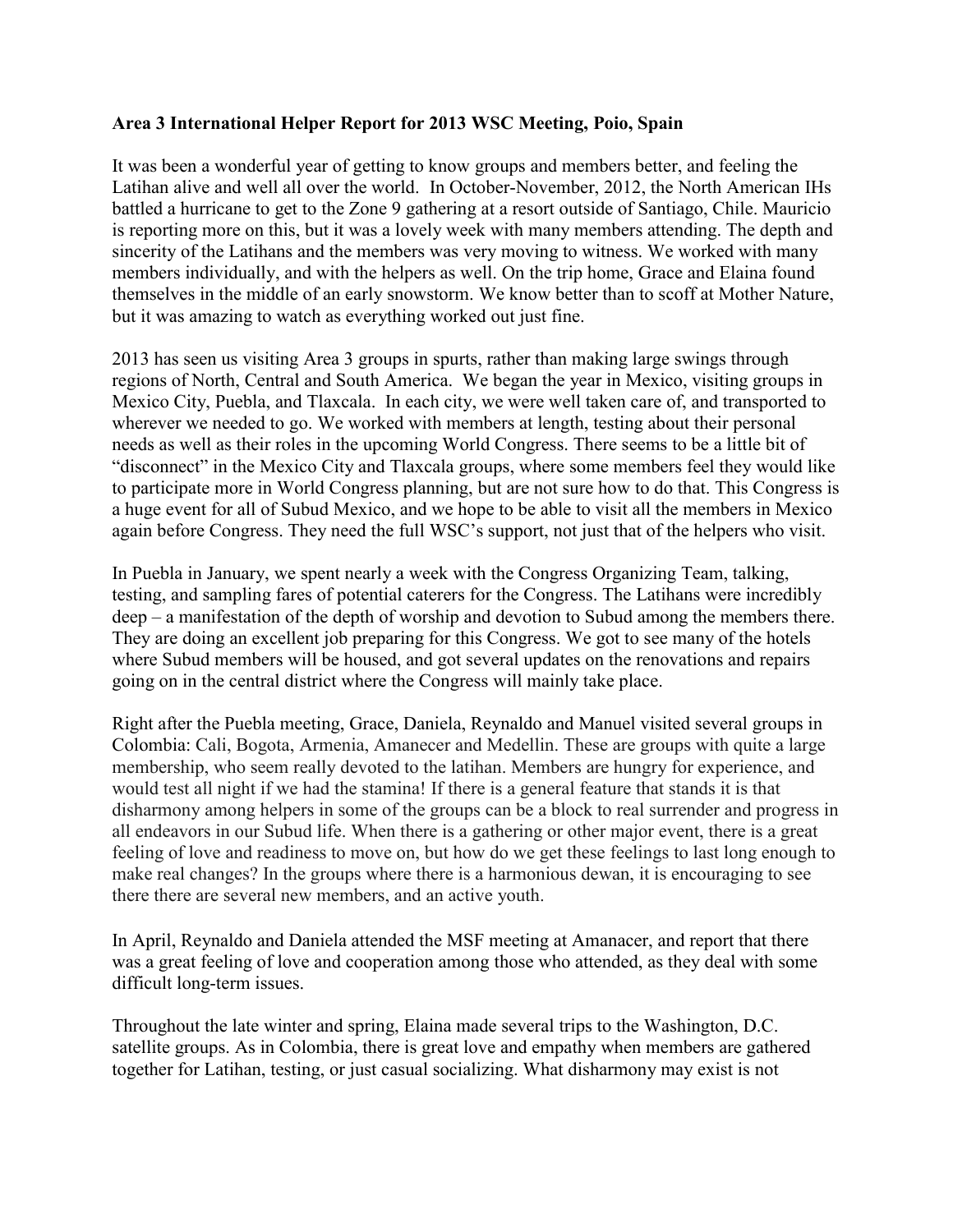**Area 3 International Helper Report for 2013 WSC Meeting, Poio, Spain**

It was been a wonderful year of getting to know groups and members better, and feeling the Latihan alive and well all over the world. In October-November, 2012, the North American IHs battled a hurricane to get to the Zone 9 gathering at a resort outside of Santiago, Chile. Mauricio is reporting more on this, but it was a lovely week with many members attending. The depth and sincerity of the Latihans and the members was very moving to witness. We worked with many members individually, and with the helpers as well. On the trip home, Grace and Elaina found themselves in the middle of an early snowstorm. We know better than to scoff at Mother Nature, but it was amazing to watch as everything worked out just fine.

2013 has seen us visiting Area 3 groups in spurts, rather than making large swings through regions of North, Central and South America. We began the year in Mexico, visiting groups in Mexico City, Puebla, and Tlaxcala. In each city, we were well taken care of, and transported to wherever we needed to go. We worked with members at length, testing about their personal needs as well as their roles in the upcoming World Congress. There seems to be a little bit of "disconnect" in the Mexico City and Tlaxcala groups, where some members feel they would like to participate more in World Congress planning, but are not sure how to do that. This Congress is a huge event for all of Subud Mexico, and we hope to be able to visit all the members in Mexico again before Congress. They need the full WSC's support, not just that of the helpers who visit.

In Puebla in January, we spent nearly a week with the Congress Organizing Team, talking, testing, and sampling fares of potential caterers for the Congress. The Latihans were incredibly deep – a manifestation of the depth of worship and devotion to Subud among the members there. They are doing an excellent job preparing for this Congress. We got to see many of the hotels where Subud members will be housed, and got several updates on the renovations and repairs going on in the central district where the Congress will mainly take place.

Right after the Puebla meeting, Grace, Daniela, Reynaldo and Manuel visited several groups in Colombia: Cali, Bogota, Armenia, Amanecer and Medellin. These are groups with quite a large membership, who seem really devoted to the latihan. Members are hungry for experience, and would test all night if we had the stamina! If there is a general feature that stands it is that disharmony among helpers in some of the groups can be a block to real surrender and progress in all endeavors in our Subud life. When there is a gathering or other major event, there is a great feeling of love and readiness to move on, but how do we get these feelings to last long enough to make real changes? In the groups where there is a harmonious dewan, it is encouraging to see there there are several new members, and an active youth.

In April, Reynaldo and Daniela attended the MSF meeting at Amanecer, and report that there was a great feeling of love and cooperation among those who attended, as they deal with some difficult long-term issues.

Throughout the late winter and spring, Elaina made several trips to the Washington, D.C. satellite groups. As in Colombia, there is great love and empathy when members are gathered together for Latihan, testing, or just casual socializing. What disharmony may exist is not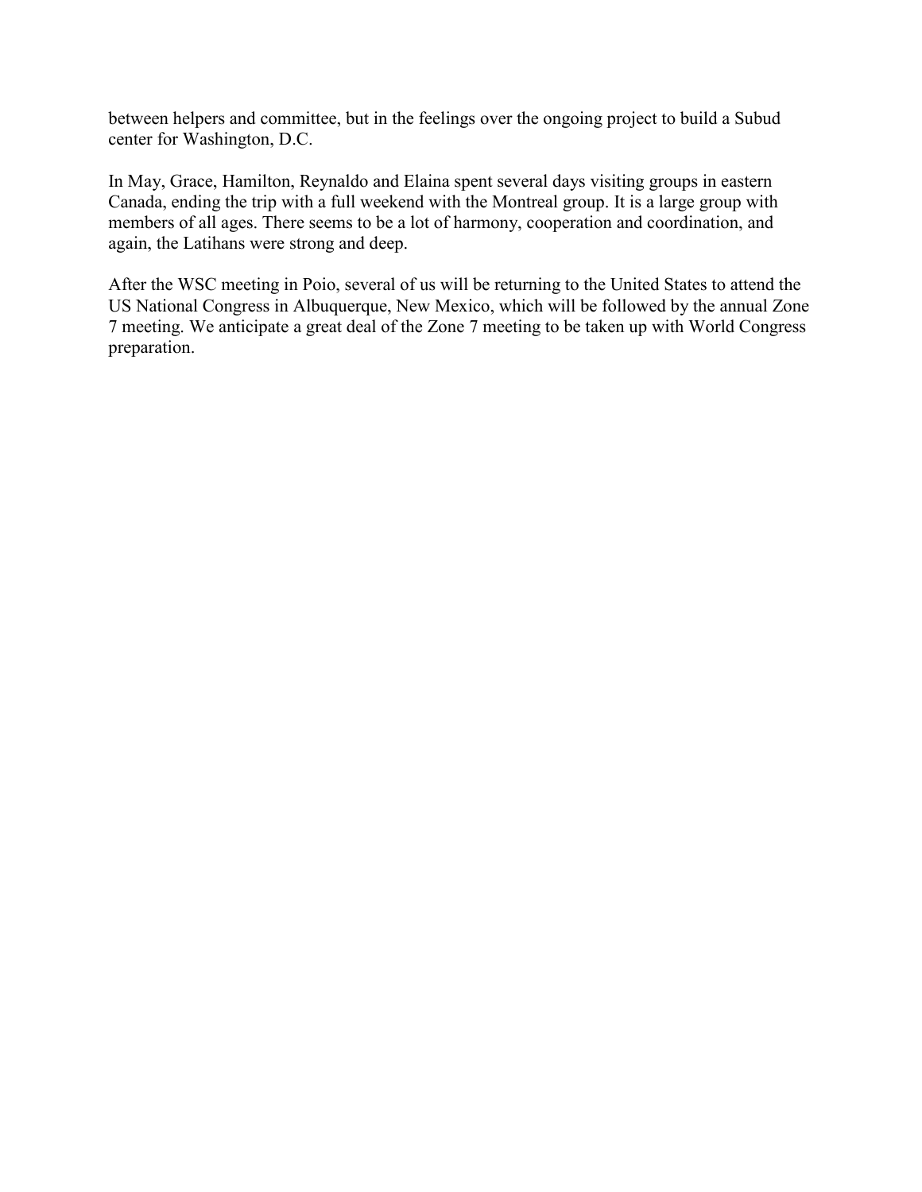between helpers and committee, but in the feelings over the ongoing project to build a Subud center for Washington, D.C.

In May, Grace, Hamilton, Reynaldo and Elaina spent several days visiting groups in eastern Canada, ending the trip with a full weekend with the Montreal group. It is a large group with members of all ages. There seems to be a lot of harmony, cooperation and coordination, and again, the Latihans were strong and deep.

After the WSC meeting in Poio, several of us will be returning to the United States to attend the US National Congress in Albuquerque, New Mexico, which will be followed by the annual Zone 7 meeting. We anticipate a great deal of the Zone 7 meeting to be taken up with World Congress preparation.